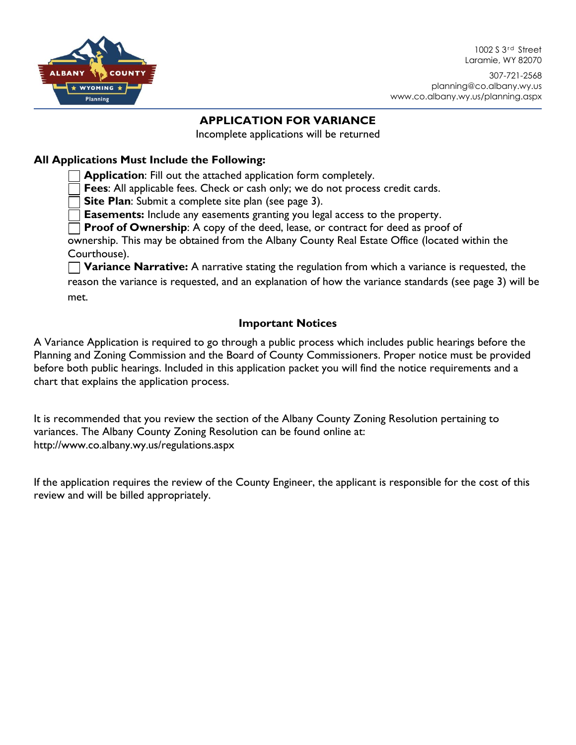1002 S 3rd Street
Laramie, WY 82070

307-721-2568
planning@co.albany.wy.us
www.co.albany.wy.us/planning.aspx

# APPLICATION FOR VARIANCE

Incomplete applications will be returned

## All Applications Must Include the Following:

- ☐ **Application**: Fill out the attached application form completely.
- ☐ **Fees**: All applicable fees. Check or cash only; we do not process credit cards.
- ☐ **Site Plan**: Submit a complete site plan (see page 3).
- ☐ **Easements:** Include any easements granting you legal access to the property.
- ☐ **Proof of Ownership**: A copy of the deed, lease, or contract for deed as proof of ownership. This may be obtained from the Albany County Real Estate Office (located within the Courthouse).
- ☐ **Variance Narrative:** A narrative stating the regulation from which a variance is requested, the reason the variance is requested, and an explanation of how the variance standards (see page 3) will be met.

### Important Notices

A Variance Application is required to go through a public process which includes public hearings before the Planning and Zoning Commission and the Board of County Commissioners. Proper notice must be provided before both public hearings. Included in this application packet you will find the notice requirements and a chart that explains the application process.

It is recommended that you review the section of the Albany County Zoning Resolution pertaining to variances. The Albany County Zoning Resolution can be found online at: http://www.co.albany.wy.us/regulations.aspx

If the application requires the review of the County Engineer, the applicant is responsible for the cost of this review and will be billed appropriately.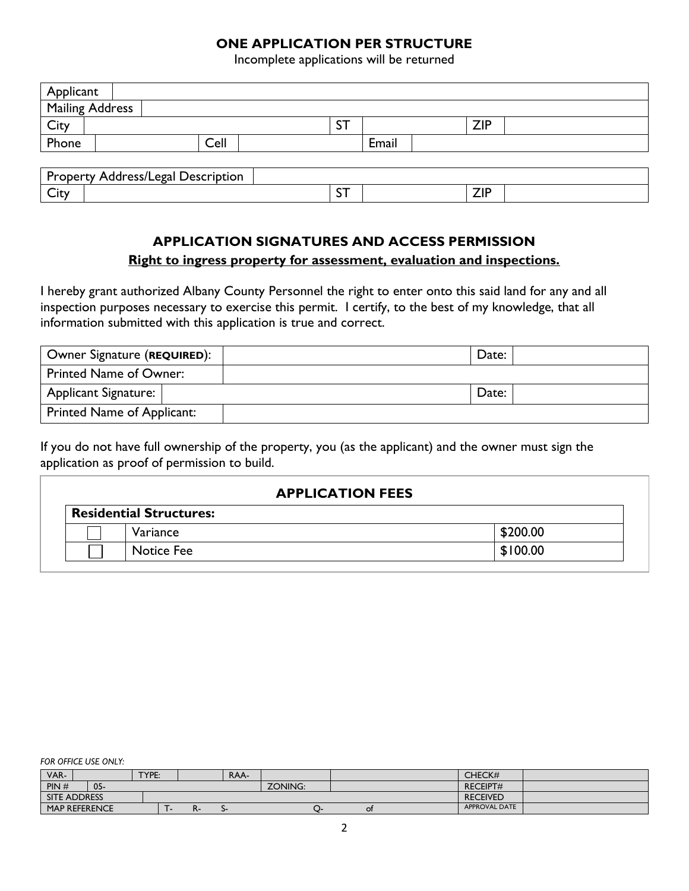**ONE APPLICATION PER STRUCTURE**

Incomplete applications will be returned

| Applicant | | | | | | | |
|---|---|---|---|---|---|---|---|
| Mailing Address | | | | | | | |
| City | | | | ST | | ZIP | |
| Phone | | Cell | | | Email | | |

| Property Address/Legal Description | | | | | |
|---|---|---|---|---|---|
| City | | ST | | ZIP | |

## APPLICATION SIGNATURES AND ACCESS PERMISSION

**Right to ingress property for assessment, evaluation and inspections.**

I hereby grant authorized Albany County Personnel the right to enter onto this said land for any and all inspection purposes necessary to exercise this permit. I certify, to the best of my knowledge, that all information submitted with this application is true and correct.

| Owner Signature (**REQUIRED**): | | Date: | |
|---|---|---|---|
| Printed Name of Owner: | | | |
| Applicant Signature: | | Date: | |
| Printed Name of Applicant: | | | |

If you do not have full ownership of the property, you (as the applicant) and the owner must sign the application as proof of permission to build.

## APPLICATION FEES

| **Residential Structures:** | | |
|---|---|---|
| ☐ | Variance | $200.00 |
| ☐ | Notice Fee | $100.00 |

*FOR OFFICE USE ONLY:*

| VAR- | | TYPE: | | RAA- | | | CHECK# | |
|---|---|---|---|---|---|---|---|---|
| PIN # | 05- | | | | ZONING: | | RECEIPT# | |
| SITE ADDRESS | | | | | | | RECEIVED | |
| MAP REFERENCE | | T- | R- | S- | Q- | of | APPROVAL DATE | |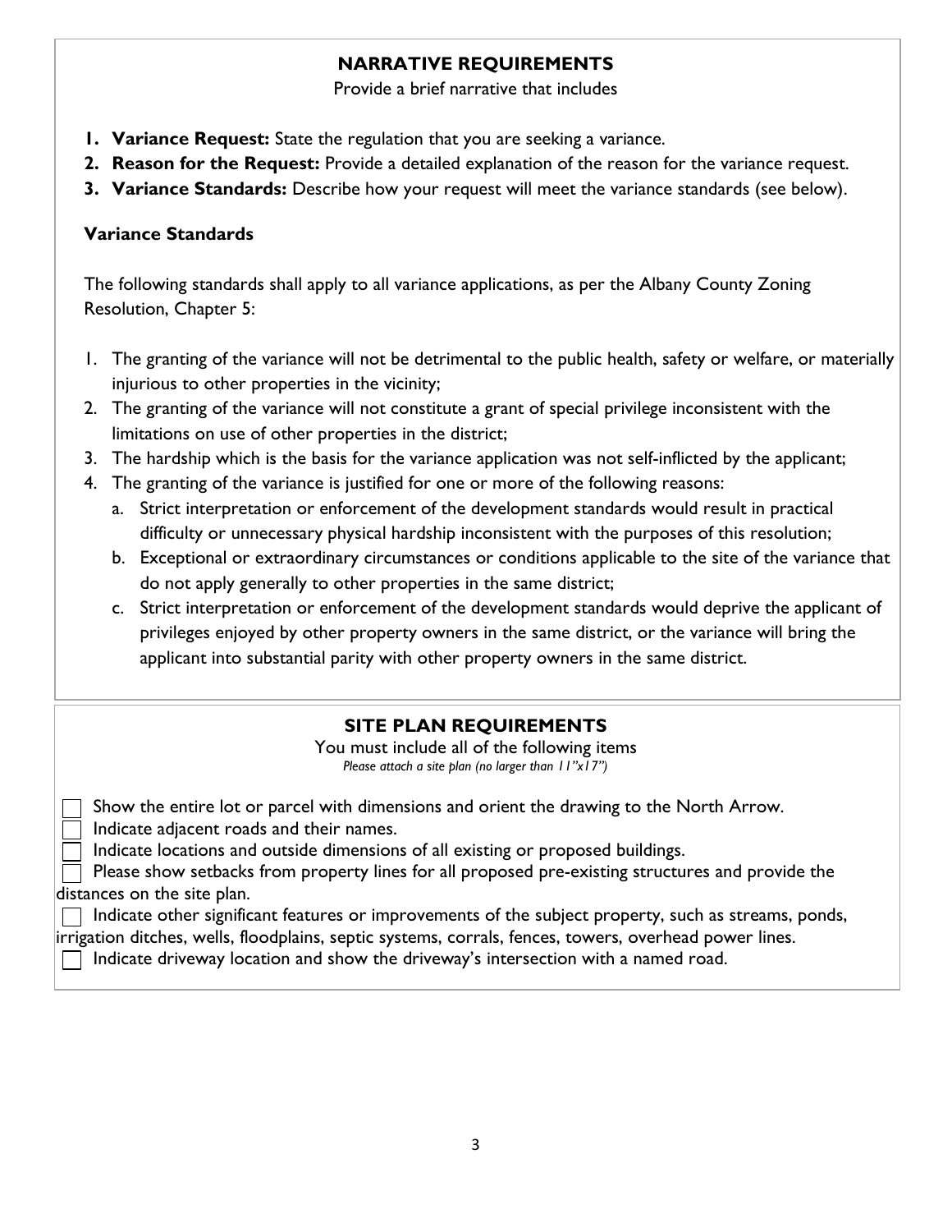## NARRATIVE REQUIREMENTS

Provide a brief narrative that includes

1. **Variance Request:** State the regulation that you are seeking a variance.
2. **Reason for the Request:** Provide a detailed explanation of the reason for the variance request.
3. **Variance Standards:** Describe how your request will meet the variance standards (see below).

### Variance Standards

The following standards shall apply to all variance applications, as per the Albany County Zoning Resolution, Chapter 5:

1. The granting of the variance will not be detrimental to the public health, safety or welfare, or materially injurious to other properties in the vicinity;
2. The granting of the variance will not constitute a grant of special privilege inconsistent with the limitations on use of other properties in the district;
3. The hardship which is the basis for the variance application was not self-inflicted by the applicant;
4. The granting of the variance is justified for one or more of the following reasons:
   a. Strict interpretation or enforcement of the development standards would result in practical difficulty or unnecessary physical hardship inconsistent with the purposes of this resolution;
   b. Exceptional or extraordinary circumstances or conditions applicable to the site of the variance that do not apply generally to other properties in the same district;
   c. Strict interpretation or enforcement of the development standards would deprive the applicant of privileges enjoyed by other property owners in the same district, or the variance will bring the applicant into substantial parity with other property owners in the same district.

## SITE PLAN REQUIREMENTS

You must include all of the following items

*Please attach a site plan (no larger than 11"x17")*

- [ ] Show the entire lot or parcel with dimensions and orient the drawing to the North Arrow.
- [ ] Indicate adjacent roads and their names.
- [ ] Indicate locations and outside dimensions of all existing or proposed buildings.
- [ ] Please show setbacks from property lines for all proposed pre-existing structures and provide the distances on the site plan.
- [ ] Indicate other significant features or improvements of the subject property, such as streams, ponds, irrigation ditches, wells, floodplains, septic systems, corrals, fences, towers, overhead power lines.
- [ ] Indicate driveway location and show the driveway's intersection with a named road.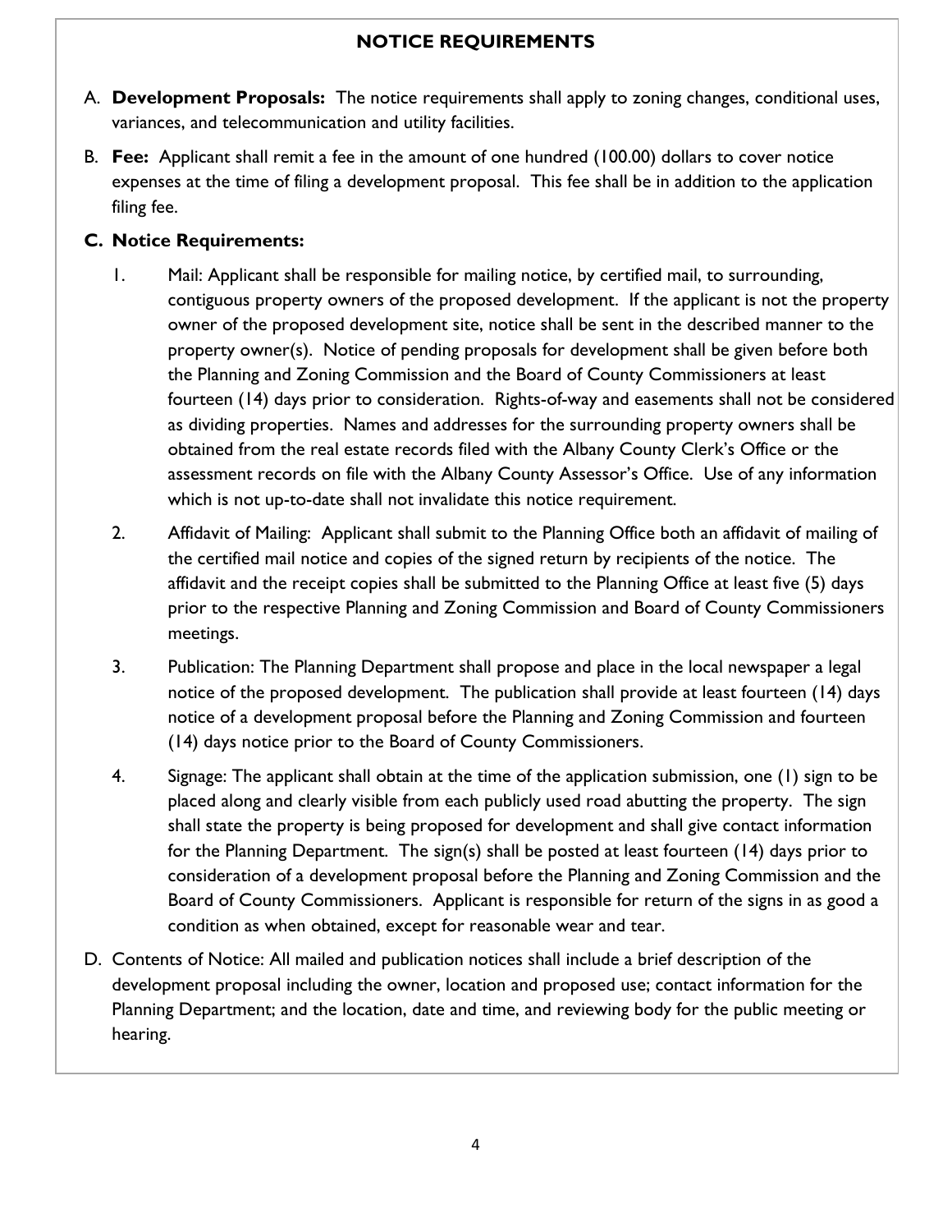## NOTICE REQUIREMENTS

A. **Development Proposals:** The notice requirements shall apply to zoning changes, conditional uses, variances, and telecommunication and utility facilities.

B. **Fee:** Applicant shall remit a fee in the amount of one hundred (100.00) dollars to cover notice expenses at the time of filing a development proposal. This fee shall be in addition to the application filing fee.

**C. Notice Requirements:**

1. Mail: Applicant shall be responsible for mailing notice, by certified mail, to surrounding, contiguous property owners of the proposed development. If the applicant is not the property owner of the proposed development site, notice shall be sent in the described manner to the property owner(s). Notice of pending proposals for development shall be given before both the Planning and Zoning Commission and the Board of County Commissioners at least fourteen (14) days prior to consideration. Rights-of-way and easements shall not be considered as dividing properties. Names and addresses for the surrounding property owners shall be obtained from the real estate records filed with the Albany County Clerk's Office or the assessment records on file with the Albany County Assessor's Office. Use of any information which is not up-to-date shall not invalidate this notice requirement.

2. Affidavit of Mailing: Applicant shall submit to the Planning Office both an affidavit of mailing of the certified mail notice and copies of the signed return by recipients of the notice. The affidavit and the receipt copies shall be submitted to the Planning Office at least five (5) days prior to the respective Planning and Zoning Commission and Board of County Commissioners meetings.

3. Publication: The Planning Department shall propose and place in the local newspaper a legal notice of the proposed development. The publication shall provide at least fourteen (14) days notice of a development proposal before the Planning and Zoning Commission and fourteen (14) days notice prior to the Board of County Commissioners.

4. Signage: The applicant shall obtain at the time of the application submission, one (1) sign to be placed along and clearly visible from each publicly used road abutting the property. The sign shall state the property is being proposed for development and shall give contact information for the Planning Department. The sign(s) shall be posted at least fourteen (14) days prior to consideration of a development proposal before the Planning and Zoning Commission and the Board of County Commissioners. Applicant is responsible for return of the signs in as good a condition as when obtained, except for reasonable wear and tear.

D. Contents of Notice: All mailed and publication notices shall include a brief description of the development proposal including the owner, location and proposed use; contact information for the Planning Department; and the location, date and time, and reviewing body for the public meeting or hearing.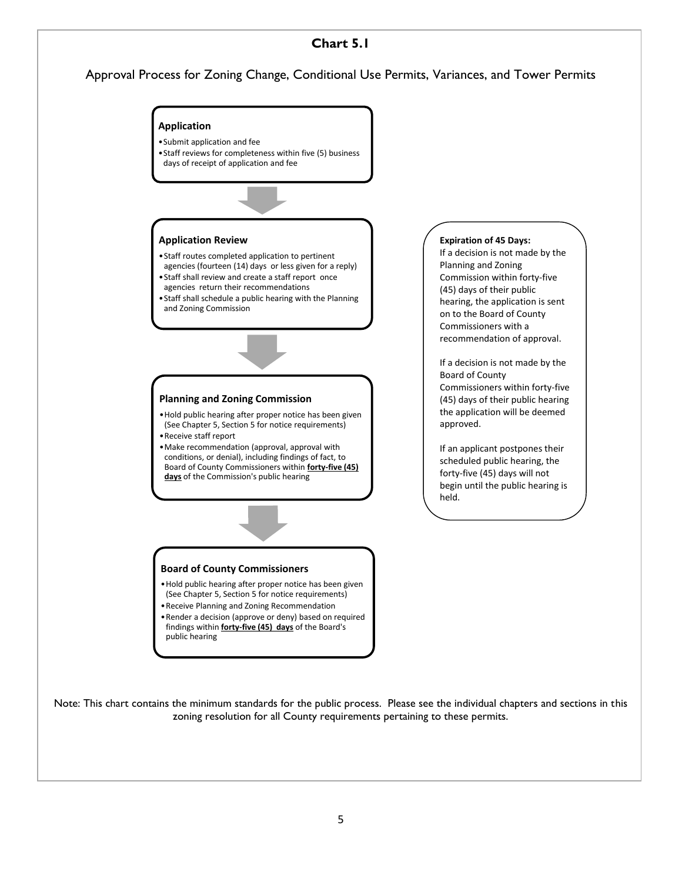## Chart 5.1

Approval Process for Zoning Change, Conditional Use Permits, Variances, and Tower Permits

**Application**

- Submit application and fee
- Staff reviews for completeness within five (5) business days of receipt of application and fee

**Application Review**

- Staff routes completed application to pertinent agencies (fourteen (14) days or less given for a reply)
- Staff shall review and create a staff report once agencies return their recommendations
- Staff shall schedule a public hearing with the Planning and Zoning Commission

**Planning and Zoning Commission**

- Hold public hearing after proper notice has been given (See Chapter 5, Section 5 for notice requirements)
- Receive staff report
- Make recommendation (approval, approval with conditions, or denial), including findings of fact, to Board of County Commissioners within **forty-five (45) days** of the Commission's public hearing

**Board of County Commissioners**

- Hold public hearing after proper notice has been given (See Chapter 5, Section 5 for notice requirements)
- Receive Planning and Zoning Recommendation
- Render a decision (approve or deny) based on required findings within **forty-five (45) days** of the Board's public hearing

**Expiration of 45 Days:**

If a decision is not made by the Planning and Zoning Commission within forty-five (45) days of their public hearing, the application is sent on to the Board of County Commissioners with a recommendation of approval.

If a decision is not made by the Board of County Commissioners within forty-five (45) days of their public hearing the application will be deemed approved.

If an applicant postpones their scheduled public hearing, the forty-five (45) days will not begin until the public hearing is held.

Note: This chart contains the minimum standards for the public process. Please see the individual chapters and sections in this zoning resolution for all County requirements pertaining to these permits.